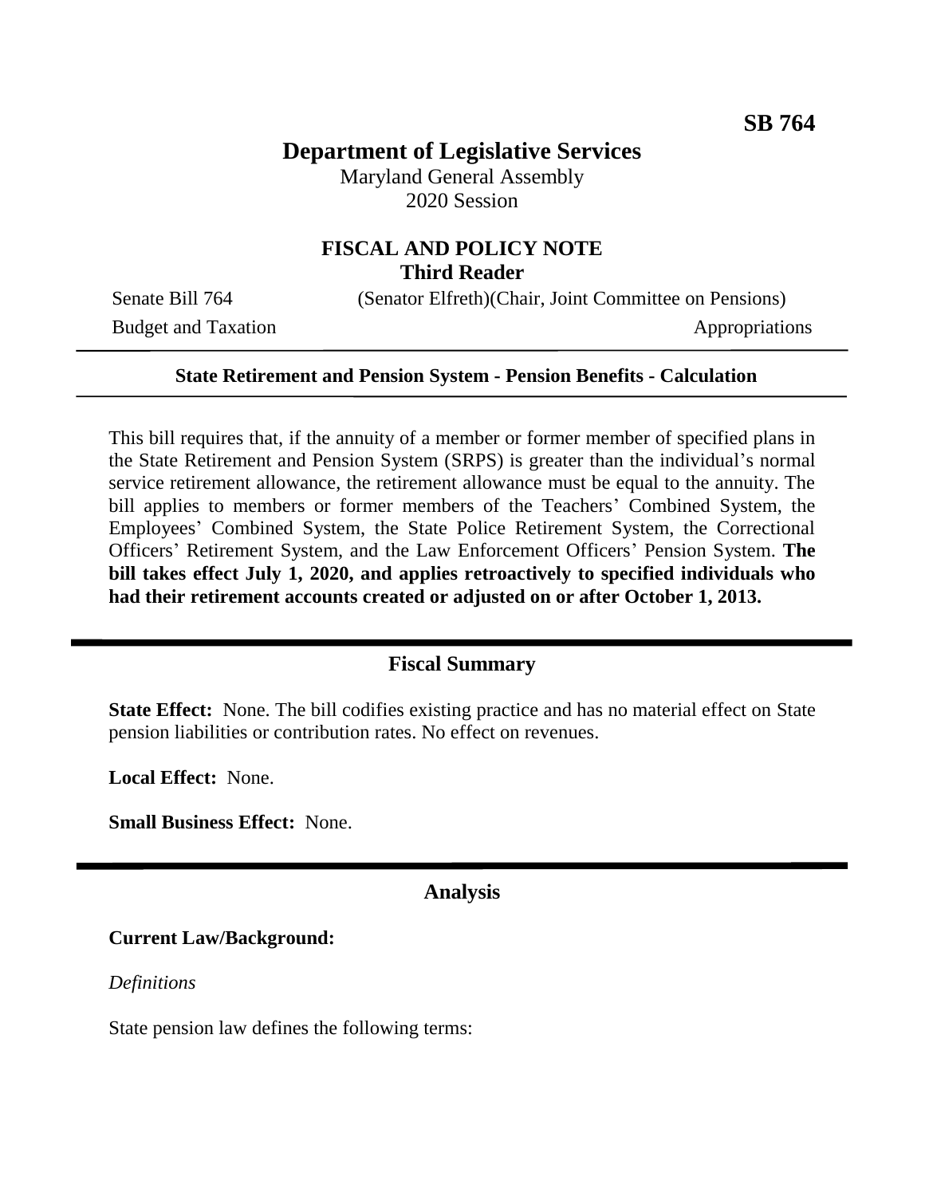**SB 764**

# Department of Legislative Services

Maryland General Assembly
2020 Session

## FISCAL AND POLICY NOTE
**Third Reader**

Senate Bill 764 (Senator Elfreth)(Chair, Joint Committee on Pensions)
Budget and Taxation Appropriations

---

**State Retirement and Pension System - Pension Benefits - Calculation**

---

This bill requires that, if the annuity of a member or former member of specified plans in the State Retirement and Pension System (SRPS) is greater than the individual's normal service retirement allowance, the retirement allowance must be equal to the annuity. The bill applies to members or former members of the Teachers' Combined System, the Employees' Combined System, the State Police Retirement System, the Correctional Officers' Retirement System, and the Law Enforcement Officers' Pension System. **The bill takes effect July 1, 2020, and applies retroactively to specified individuals who had their retirement accounts created or adjusted on or after October 1, 2013.**

---

## Fiscal Summary

**State Effect:** None. The bill codifies existing practice and has no material effect on State pension liabilities or contribution rates. No effect on revenues.

**Local Effect:** None.

**Small Business Effect:** None.

---

## Analysis

### Current Law/Background:

*Definitions*

State pension law defines the following terms: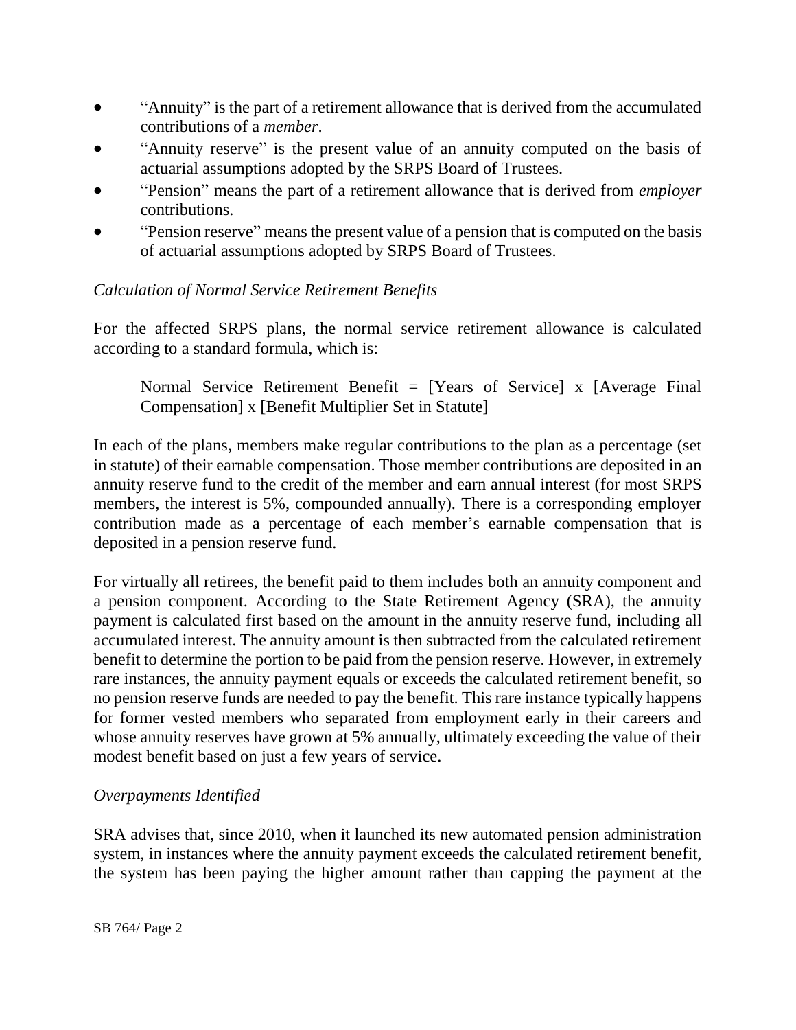- "Annuity" is the part of a retirement allowance that is derived from the accumulated contributions of a *member*.
- "Annuity reserve" is the present value of an annuity computed on the basis of actuarial assumptions adopted by the SRPS Board of Trustees.
- "Pension" means the part of a retirement allowance that is derived from *employer* contributions.
- "Pension reserve" means the present value of a pension that is computed on the basis of actuarial assumptions adopted by SRPS Board of Trustees.

*Calculation of Normal Service Retirement Benefits*

For the affected SRPS plans, the normal service retirement allowance is calculated according to a standard formula, which is:

> Normal Service Retirement Benefit = [Years of Service] x [Average Final Compensation] x [Benefit Multiplier Set in Statute]

In each of the plans, members make regular contributions to the plan as a percentage (set in statute) of their earnable compensation. Those member contributions are deposited in an annuity reserve fund to the credit of the member and earn annual interest (for most SRPS members, the interest is 5%, compounded annually). There is a corresponding employer contribution made as a percentage of each member's earnable compensation that is deposited in a pension reserve fund.

For virtually all retirees, the benefit paid to them includes both an annuity component and a pension component. According to the State Retirement Agency (SRA), the annuity payment is calculated first based on the amount in the annuity reserve fund, including all accumulated interest. The annuity amount is then subtracted from the calculated retirement benefit to determine the portion to be paid from the pension reserve. However, in extremely rare instances, the annuity payment equals or exceeds the calculated retirement benefit, so no pension reserve funds are needed to pay the benefit. This rare instance typically happens for former vested members who separated from employment early in their careers and whose annuity reserves have grown at 5% annually, ultimately exceeding the value of their modest benefit based on just a few years of service.

*Overpayments Identified*

SRA advises that, since 2010, when it launched its new automated pension administration system, in instances where the annuity payment exceeds the calculated retirement benefit, the system has been paying the higher amount rather than capping the payment at the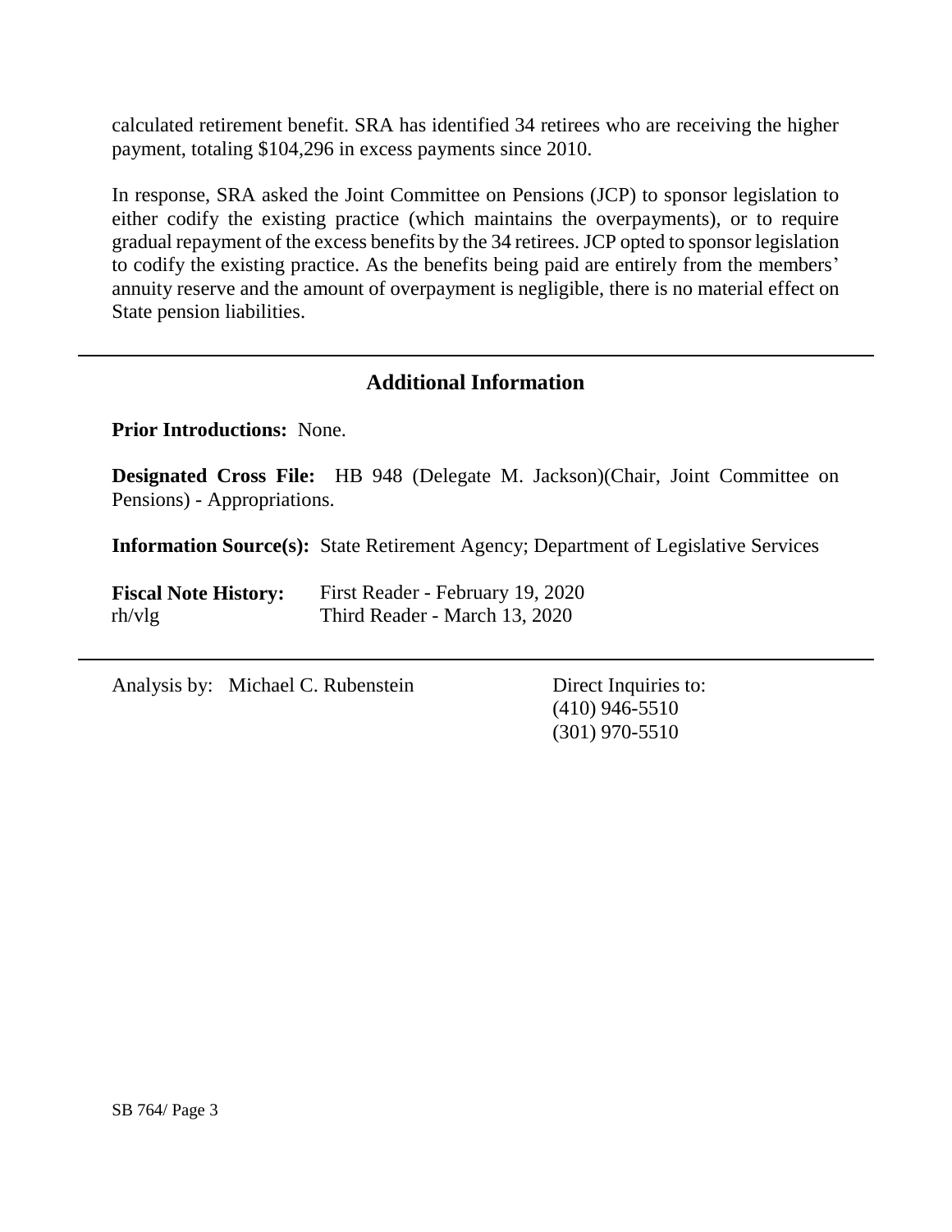calculated retirement benefit. SRA has identified 34 retirees who are receiving the higher payment, totaling $104,296 in excess payments since 2010.

In response, SRA asked the Joint Committee on Pensions (JCP) to sponsor legislation to either codify the existing practice (which maintains the overpayments), or to require gradual repayment of the excess benefits by the 34 retirees. JCP opted to sponsor legislation to codify the existing practice. As the benefits being paid are entirely from the members' annuity reserve and the amount of overpayment is negligible, there is no material effect on State pension liabilities.

---

## Additional Information

**Prior Introductions:** None.

**Designated Cross File:** HB 948 (Delegate M. Jackson)(Chair, Joint Committee on Pensions) - Appropriations.

**Information Source(s):** State Retirement Agency; Department of Legislative Services

**Fiscal Note History:** First Reader - February 19, 2020
rh/vlg Third Reader - March 13, 2020

---

Analysis by: Michael C. Rubenstein

Direct Inquiries to:
(410) 946-5510
(301) 970-5510